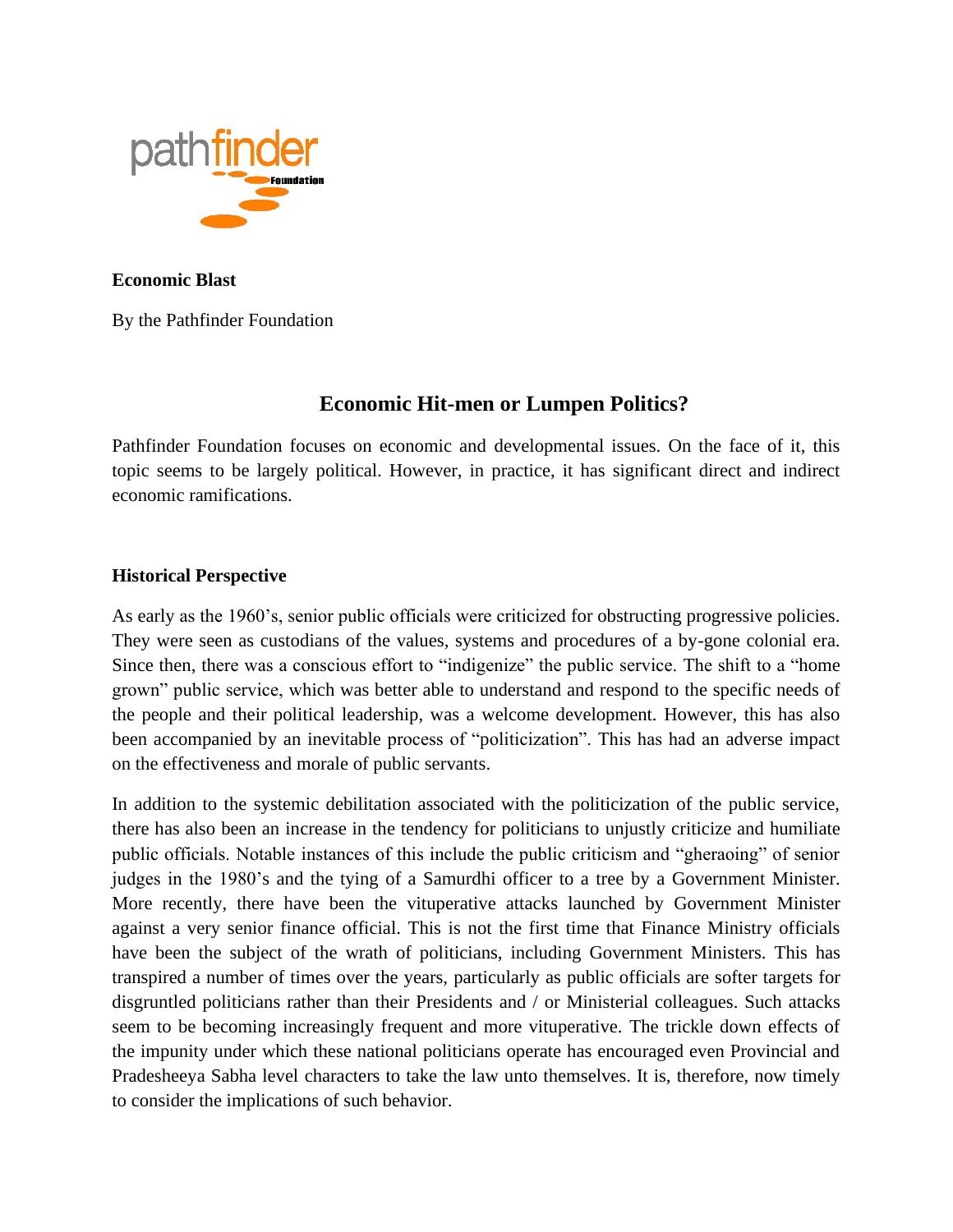**Economic Blast**

By the Pathfinder Foundation

## Economic Hit-men or Lumpen Politics?

Pathfinder Foundation focuses on economic and developmental issues. On the face of it, this topic seems to be largely political. However, in practice, it has significant direct and indirect economic ramifications.

### Historical Perspective

As early as the 1960's, senior public officials were criticized for obstructing progressive policies. They were seen as custodians of the values, systems and procedures of a by-gone colonial era. Since then, there was a conscious effort to "indigenize" the public service. The shift to a "home grown" public service, which was better able to understand and respond to the specific needs of the people and their political leadership, was a welcome development. However, this has also been accompanied by an inevitable process of "politicization". This has had an adverse impact on the effectiveness and morale of public servants.

In addition to the systemic debilitation associated with the politicization of the public service, there has also been an increase in the tendency for politicians to unjustly criticize and humiliate public officials. Notable instances of this include the public criticism and "gheraoing" of senior judges in the 1980's and the tying of a Samurdhi officer to a tree by a Government Minister. More recently, there have been the vituperative attacks launched by Government Minister against a very senior finance official. This is not the first time that Finance Ministry officials have been the subject of the wrath of politicians, including Government Ministers. This has transpired a number of times over the years, particularly as public officials are softer targets for disgruntled politicians rather than their Presidents and / or Ministerial colleagues. Such attacks seem to be becoming increasingly frequent and more vituperative. The trickle down effects of the impunity under which these national politicians operate has encouraged even Provincial and Pradesheeya Sabha level characters to take the law unto themselves. It is, therefore, now timely to consider the implications of such behavior.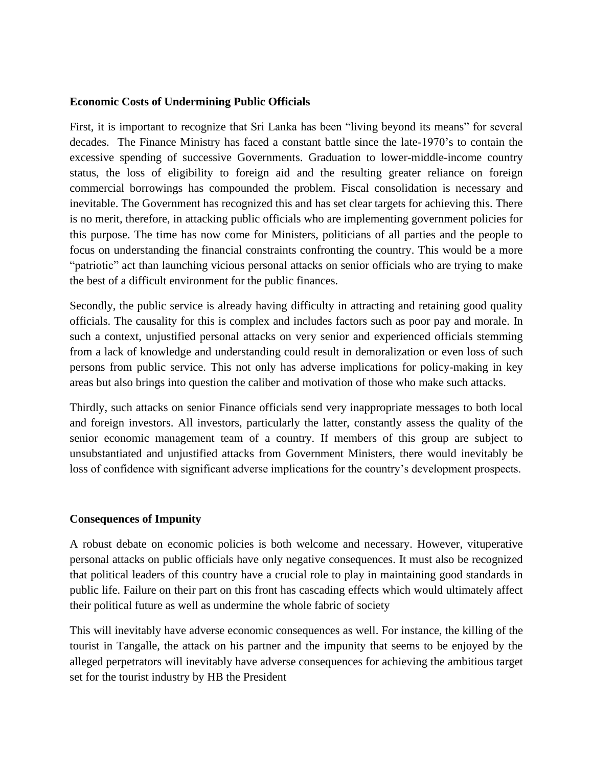**Economic Costs of Undermining Public Officials**

First, it is important to recognize that Sri Lanka has been “living beyond its means” for several decades.  The Finance Ministry has faced a constant battle since the late-1970’s to contain the excessive spending of successive Governments. Graduation to lower-middle-income country status, the loss of eligibility to foreign aid and the resulting greater reliance on foreign commercial borrowings has compounded the problem. Fiscal consolidation is necessary and inevitable. The Government has recognized this and has set clear targets for achieving this. There is no merit, therefore, in attacking public officials who are implementing government policies for this purpose. The time has now come for Ministers, politicians of all parties and the people to focus on understanding the financial constraints confronting the country. This would be a more “patriotic” act than launching vicious personal attacks on senior officials who are trying to make the best of a difficult environment for the public finances.

Secondly, the public service is already having difficulty in attracting and retaining good quality officials. The causality for this is complex and includes factors such as poor pay and morale. In such a context, unjustified personal attacks on very senior and experienced officials stemming from a lack of knowledge and understanding could result in demoralization or even loss of such persons from public service. This not only has adverse implications for policy-making in key areas but also brings into question the caliber and motivation of those who make such attacks.

Thirdly, such attacks on senior Finance officials send very inappropriate messages to both local and foreign investors. All investors, particularly the latter, constantly assess the quality of the senior economic management team of a country. If members of this group are subject to unsubstantiated and unjustified attacks from Government Ministers, there would inevitably be loss of confidence with significant adverse implications for the country’s development prospects.

**Consequences of Impunity**

A robust debate on economic policies is both welcome and necessary. However, vituperative personal attacks on public officials have only negative consequences. It must also be recognized that political leaders of this country have a crucial role to play in maintaining good standards in public life. Failure on their part on this front has cascading effects which would ultimately affect their political future as well as undermine the whole fabric of society

This will inevitably have adverse economic consequences as well. For instance, the killing of the tourist in Tangalle, the attack on his partner and the impunity that seems to be enjoyed by the alleged perpetrators will inevitably have adverse consequences for achieving the ambitious target set for the tourist industry by HB the President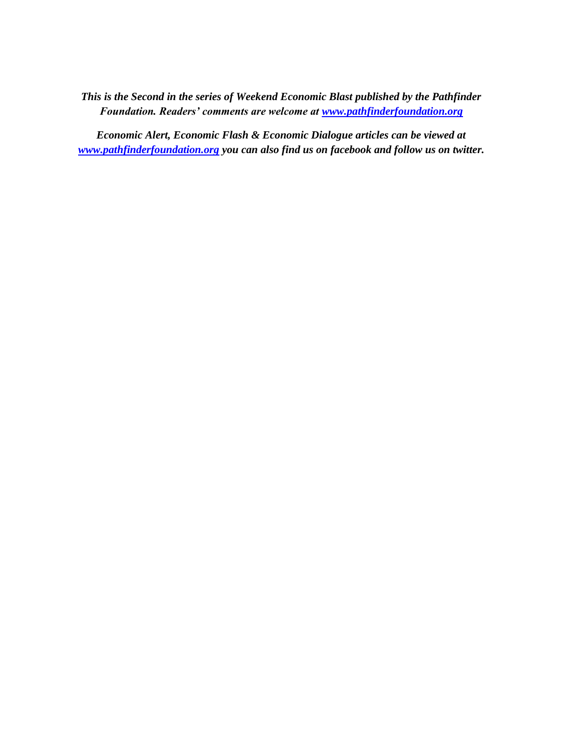***This is the Second in the series of Weekend Economic Blast published by the Pathfinder Foundation. Readers' comments are welcome at [www.pathfinderfoundation.org](http://www.pathfinderfoundation.org)***

***Economic Alert, Economic Flash & Economic Dialogue articles can be viewed at [www.pathfinderfoundation.org](http://www.pathfinderfoundation.org) you can also find us on facebook and follow us on twitter.***